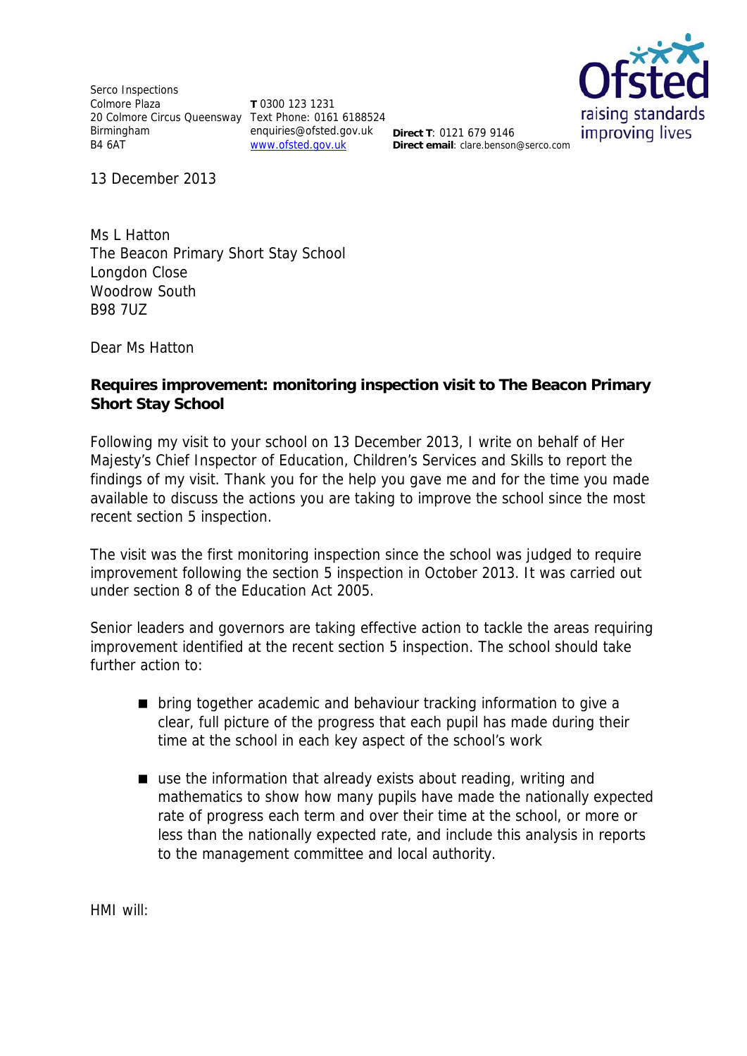Serco Inspections
Colmore Plaza
20 Colmore Circus Queensway
Birmingham
B4 6AT

**T** 0300 123 1231
Text Phone: 0161 6188524
enquiries@ofsted.gov.uk
www.ofsted.gov.uk

**Direct T**: 0121 679 9146
**Direct email**: clare.benson@serco.com

Ofsted
raising standards
improving lives

13 December 2013

Ms L Hatton
The Beacon Primary Short Stay School
Longdon Close
Woodrow South
B98 7UZ

Dear Ms Hatton

**Requires improvement: monitoring inspection visit to The Beacon Primary Short Stay School**

Following my visit to your school on 13 December 2013, I write on behalf of Her Majesty's Chief Inspector of Education, Children's Services and Skills to report the findings of my visit. Thank you for the help you gave me and for the time you made available to discuss the actions you are taking to improve the school since the most recent section 5 inspection.

The visit was the first monitoring inspection since the school was judged to require improvement following the section 5 inspection in October 2013. It was carried out under section 8 of the Education Act 2005.

Senior leaders and governors are taking effective action to tackle the areas requiring improvement identified at the recent section 5 inspection. The school should take further action to:

- bring together academic and behaviour tracking information to give a clear, full picture of the progress that each pupil has made during their time at the school in each key aspect of the school's work
- use the information that already exists about reading, writing and mathematics to show how many pupils have made the nationally expected rate of progress each term and over their time at the school, or more or less than the nationally expected rate, and include this analysis in reports to the management committee and local authority.

HMI will: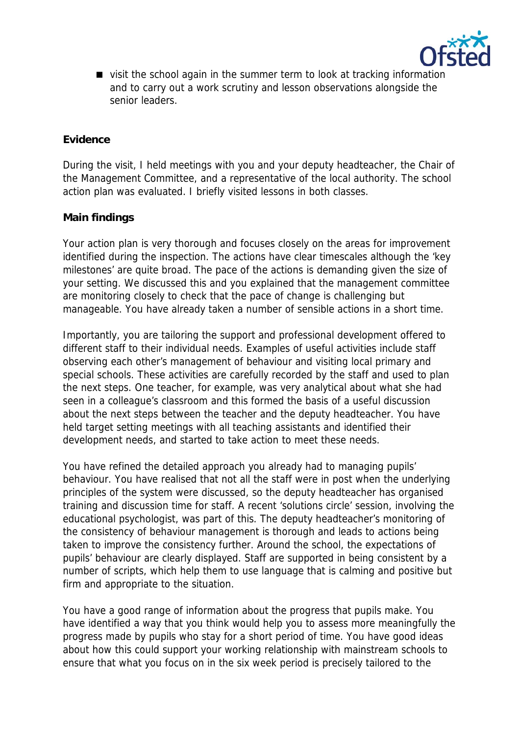- visit the school again in the summer term to look at tracking information and to carry out a work scrutiny and lesson observations alongside the senior leaders.

**Evidence**

During the visit, I held meetings with you and your deputy headteacher, the Chair of the Management Committee, and a representative of the local authority. The school action plan was evaluated. I briefly visited lessons in both classes.

**Main findings**

Your action plan is very thorough and focuses closely on the areas for improvement identified during the inspection. The actions have clear timescales although the 'key milestones' are quite broad. The pace of the actions is demanding given the size of your setting. We discussed this and you explained that the management committee are monitoring closely to check that the pace of change is challenging but manageable. You have already taken a number of sensible actions in a short time.

Importantly, you are tailoring the support and professional development offered to different staff to their individual needs. Examples of useful activities include staff observing each other's management of behaviour and visiting local primary and special schools. These activities are carefully recorded by the staff and used to plan the next steps. One teacher, for example, was very analytical about what she had seen in a colleague's classroom and this formed the basis of a useful discussion about the next steps between the teacher and the deputy headteacher. You have held target setting meetings with all teaching assistants and identified their development needs, and started to take action to meet these needs.

You have refined the detailed approach you already had to managing pupils' behaviour. You have realised that not all the staff were in post when the underlying principles of the system were discussed, so the deputy headteacher has organised training and discussion time for staff. A recent 'solutions circle' session, involving the educational psychologist, was part of this. The deputy headteacher's monitoring of the consistency of behaviour management is thorough and leads to actions being taken to improve the consistency further. Around the school, the expectations of pupils' behaviour are clearly displayed. Staff are supported in being consistent by a number of scripts, which help them to use language that is calming and positive but firm and appropriate to the situation.

You have a good range of information about the progress that pupils make. You have identified a way that you think would help you to assess more meaningfully the progress made by pupils who stay for a short period of time. You have good ideas about how this could support your working relationship with mainstream schools to ensure that what you focus on in the six week period is precisely tailored to the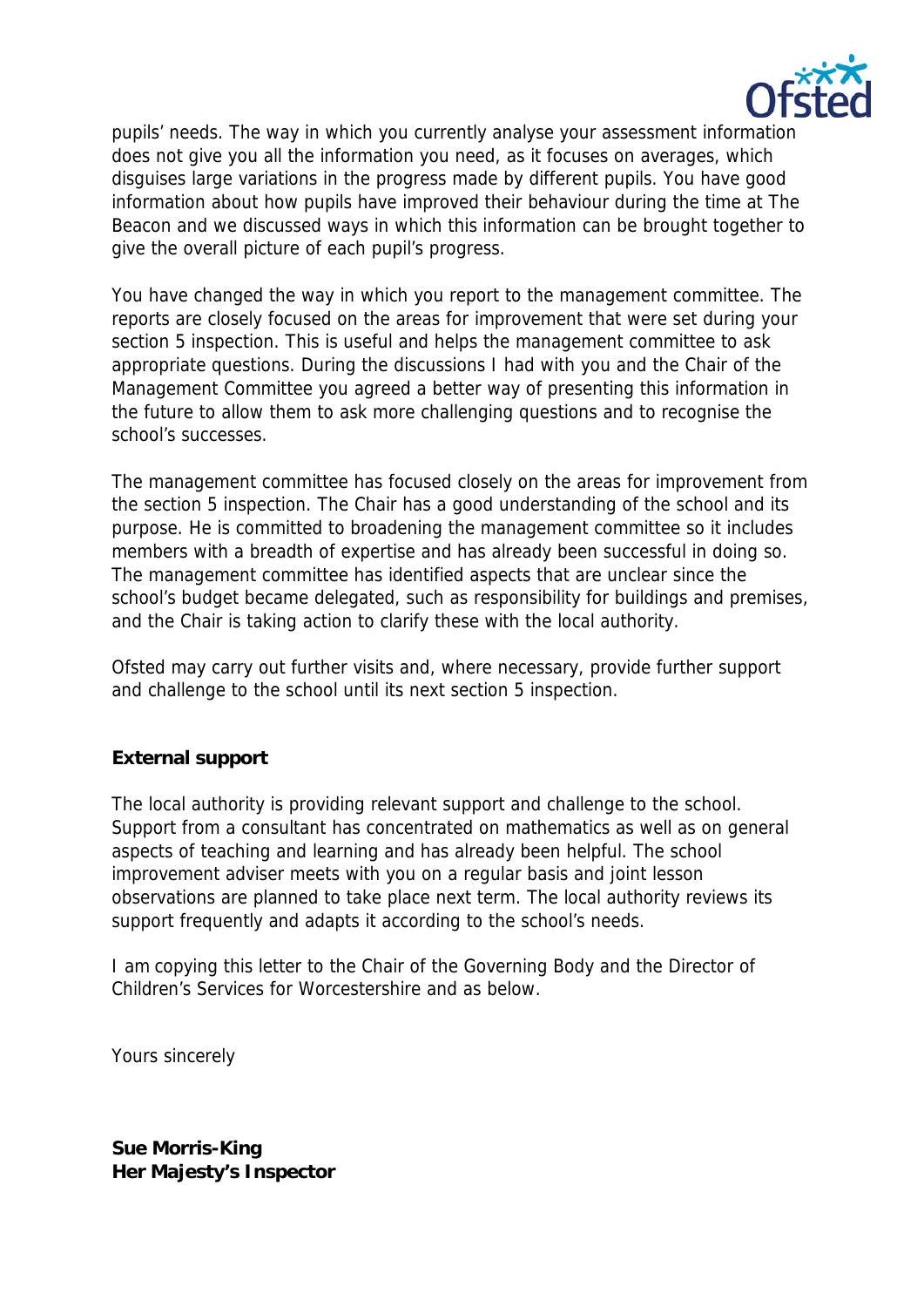pupils' needs. The way in which you currently analyse your assessment information does not give you all the information you need, as it focuses on averages, which disguises large variations in the progress made by different pupils. You have good information about how pupils have improved their behaviour during the time at The Beacon and we discussed ways in which this information can be brought together to give the overall picture of each pupil's progress.

You have changed the way in which you report to the management committee. The reports are closely focused on the areas for improvement that were set during your section 5 inspection. This is useful and helps the management committee to ask appropriate questions. During the discussions I had with you and the Chair of the Management Committee you agreed a better way of presenting this information in the future to allow them to ask more challenging questions and to recognise the school's successes.

The management committee has focused closely on the areas for improvement from the section 5 inspection. The Chair has a good understanding of the school and its purpose. He is committed to broadening the management committee so it includes members with a breadth of expertise and has already been successful in doing so. The management committee has identified aspects that are unclear since the school's budget became delegated, such as responsibility for buildings and premises, and the Chair is taking action to clarify these with the local authority.

Ofsted may carry out further visits and, where necessary, provide further support and challenge to the school until its next section 5 inspection.

**External support**

The local authority is providing relevant support and challenge to the school. Support from a consultant has concentrated on mathematics as well as on general aspects of teaching and learning and has already been helpful. The school improvement adviser meets with you on a regular basis and joint lesson observations are planned to take place next term. The local authority reviews its support frequently and adapts it according to the school's needs.

I am copying this letter to the Chair of the Governing Body and the Director of Children's Services for Worcestershire and as below.

Yours sincerely

**Sue Morris-King**
**Her Majesty's Inspector**